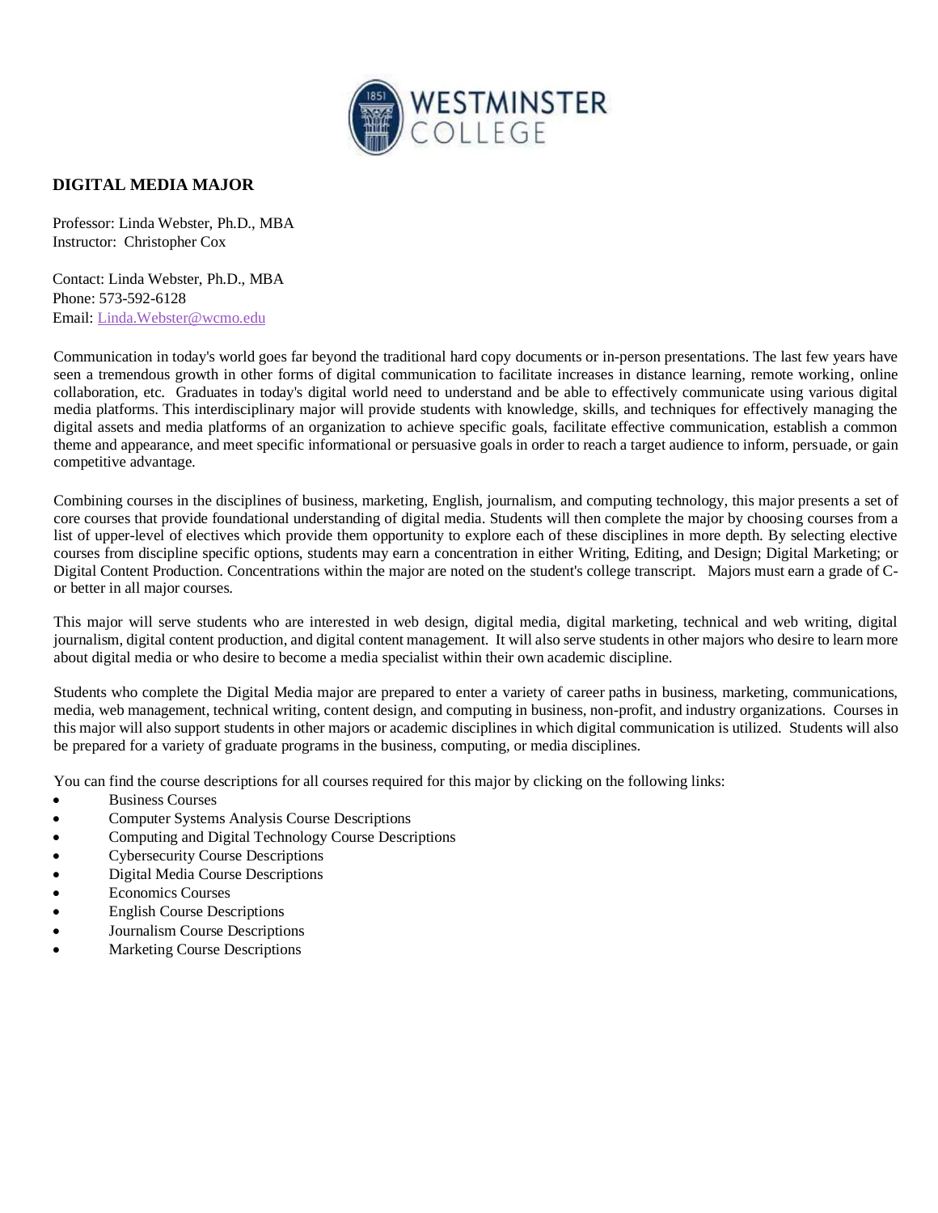## DIGITAL MEDIA MAJOR

Professor: Linda Webster, Ph.D., MBA
Instructor: Christopher Cox

Contact: Linda Webster, Ph.D., MBA
Phone: 573-592-6128
Email: Linda.Webster@wcmo.edu

Communication in today's world goes far beyond the traditional hard copy documents or in-person presentations. The last few years have seen a tremendous growth in other forms of digital communication to facilitate increases in distance learning, remote working, online collaboration, etc. Graduates in today's digital world need to understand and be able to effectively communicate using various digital media platforms. This interdisciplinary major will provide students with knowledge, skills, and techniques for effectively managing the digital assets and media platforms of an organization to achieve specific goals, facilitate effective communication, establish a common theme and appearance, and meet specific informational or persuasive goals in order to reach a target audience to inform, persuade, or gain competitive advantage.

Combining courses in the disciplines of business, marketing, English, journalism, and computing technology, this major presents a set of core courses that provide foundational understanding of digital media. Students will then complete the major by choosing courses from a list of upper-level of electives which provide them opportunity to explore each of these disciplines in more depth. By selecting elective courses from discipline specific options, students may earn a concentration in either Writing, Editing, and Design; Digital Marketing; or Digital Content Production. Concentrations within the major are noted on the student's college transcript. Majors must earn a grade of C- or better in all major courses.

This major will serve students who are interested in web design, digital media, digital marketing, technical and web writing, digital journalism, digital content production, and digital content management. It will also serve students in other majors who desire to learn more about digital media or who desire to become a media specialist within their own academic discipline.

Students who complete the Digital Media major are prepared to enter a variety of career paths in business, marketing, communications, media, web management, technical writing, content design, and computing in business, non-profit, and industry organizations. Courses in this major will also support students in other majors or academic disciplines in which digital communication is utilized. Students will also be prepared for a variety of graduate programs in the business, computing, or media disciplines.

You can find the course descriptions for all courses required for this major by clicking on the following links:

- Business Courses
- Computer Systems Analysis Course Descriptions
- Computing and Digital Technology Course Descriptions
- Cybersecurity Course Descriptions
- Digital Media Course Descriptions
- Economics Courses
- English Course Descriptions
- Journalism Course Descriptions
- Marketing Course Descriptions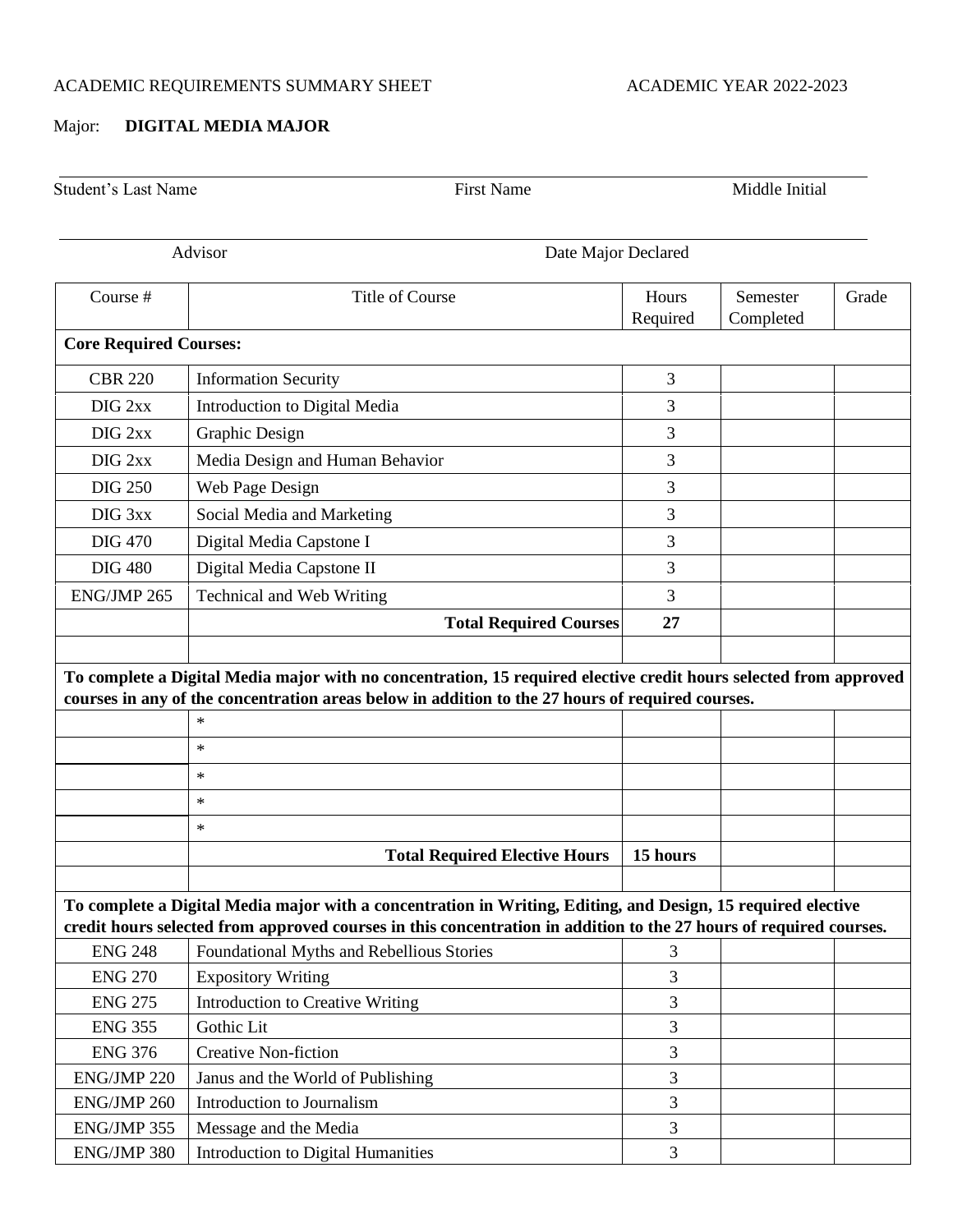ACADEMIC REQUIREMENTS SUMMARY SHEET ACADEMIC YEAR 2022-2023

Major: **DIGITAL MEDIA MAJOR**

Student's Last Name _______________ First Name _______________ Middle Initial _______________

Advisor _______________ Date Major Declared _______________

| Course # | Title of Course | Hours Required | Semester Completed | Grade |
|---|---|---|---|---|
| **Core Required Courses:** | | | | |
| CBR 220 | Information Security | 3 | | |
| DIG 2xx | Introduction to Digital Media | 3 | | |
| DIG 2xx | Graphic Design | 3 | | |
| DIG 2xx | Media Design and Human Behavior | 3 | | |
| DIG 250 | Web Page Design | 3 | | |
| DIG 3xx | Social Media and Marketing | 3 | | |
| DIG 470 | Digital Media Capstone I | 3 | | |
| DIG 480 | Digital Media Capstone II | 3 | | |
| ENG/JMP 265 | Technical and Web Writing | 3 | | |
| | **Total Required Courses** | **27** | | |
| | | | | |
| **To complete a Digital Media major with no concentration, 15 required elective credit hours selected from approved courses in any of the concentration areas below in addition to the 27 hours of required courses.** | | | | |
| | * | | | |
| | * | | | |
| | * | | | |
| | * | | | |
| | * | | | |
| | **Total Required Elective Hours** | **15 hours** | | |
| | | | | |
| **To complete a Digital Media major with a concentration in Writing, Editing, and Design, 15 required elective credit hours selected from approved courses in this concentration in addition to the 27 hours of required courses.** | | | | |
| ENG 248 | Foundational Myths and Rebellious Stories | 3 | | |
| ENG 270 | Expository Writing | 3 | | |
| ENG 275 | Introduction to Creative Writing | 3 | | |
| ENG 355 | Gothic Lit | 3 | | |
| ENG 376 | Creative Non-fiction | 3 | | |
| ENG/JMP 220 | Janus and the World of Publishing | 3 | | |
| ENG/JMP 260 | Introduction to Journalism | 3 | | |
| ENG/JMP 355 | Message and the Media | 3 | | |
| ENG/JMP 380 | Introduction to Digital Humanities | 3 | | |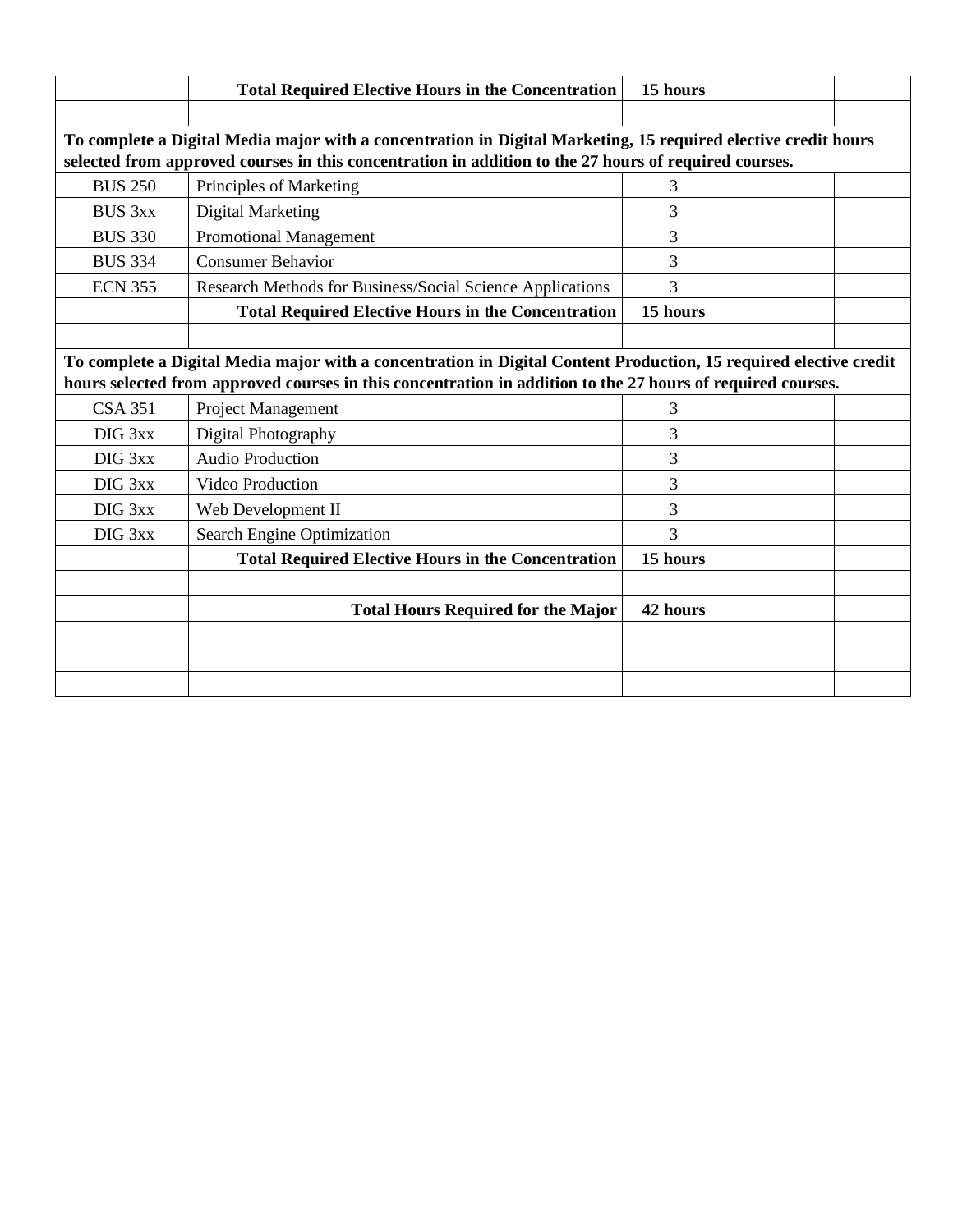| | | | | |
|---|---|---|---|---|
| | **Total Required Elective Hours in the Concentration** | **15 hours** | | |
| | | | | |
| **To complete a Digital Media major with a concentration in Digital Marketing, 15 required elective credit hours selected from approved courses in this concentration in addition to the 27 hours of required courses.** | | | | |
| BUS 250 | Principles of Marketing | 3 | | |
| BUS 3xx | Digital Marketing | 3 | | |
| BUS 330 | Promotional Management | 3 | | |
| BUS 334 | Consumer Behavior | 3 | | |
| ECN 355 | Research Methods for Business/Social Science Applications | 3 | | |
| | **Total Required Elective Hours in the Concentration** | **15 hours** | | |
| | | | | |
| **To complete a Digital Media major with a concentration in Digital Content Production, 15 required elective credit hours selected from approved courses in this concentration in addition to the 27 hours of required courses.** | | | | |
| CSA 351 | Project Management | 3 | | |
| DIG 3xx | Digital Photography | 3 | | |
| DIG 3xx | Audio Production | 3 | | |
| DIG 3xx | Video Production | 3 | | |
| DIG 3xx | Web Development II | 3 | | |
| DIG 3xx | Search Engine Optimization | 3 | | |
| | **Total Required Elective Hours in the Concentration** | **15 hours** | | |
| | | | | |
| | **Total Hours Required for the Major** | **42 hours** | | |
| | | | | |
| | | | | |
| | | | | |